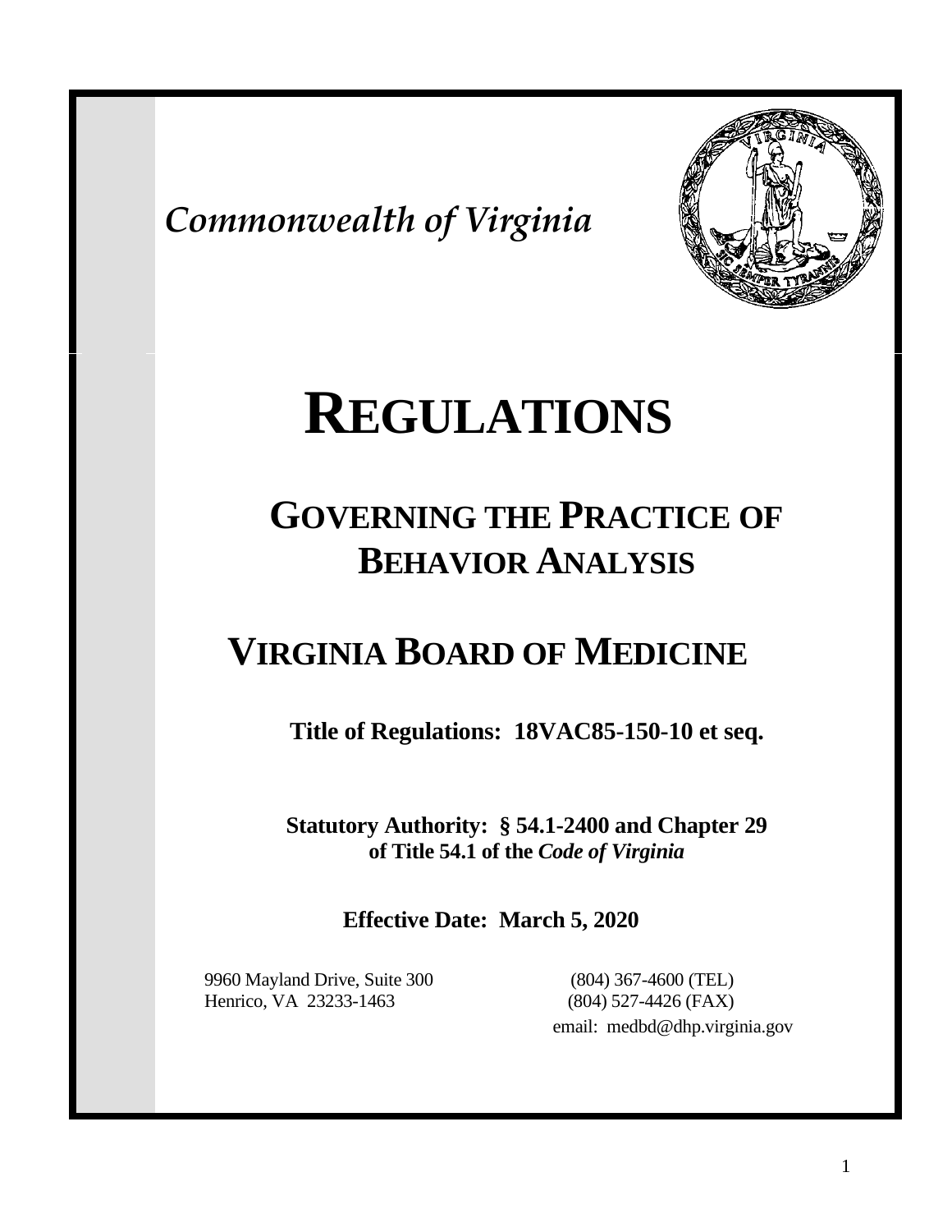*Commonwealth of Virginia*

# REGULATIONS

## GOVERNING THE PRACTICE OF BEHAVIOR ANALYSIS

## VIRGINIA BOARD OF MEDICINE

**Title of Regulations: 18VAC85-150-10 et seq.**

**Statutory Authority: § 54.1-2400 and Chapter 29 of Title 54.1 of the *Code of Virginia***

**Effective Date: March 5, 2020**

9960 Mayland Drive, Suite 300
Henrico, VA 23233-1463

(804) 367-4600 (TEL)
(804) 527-4426 (FAX)
email: medbd@dhp.virginia.gov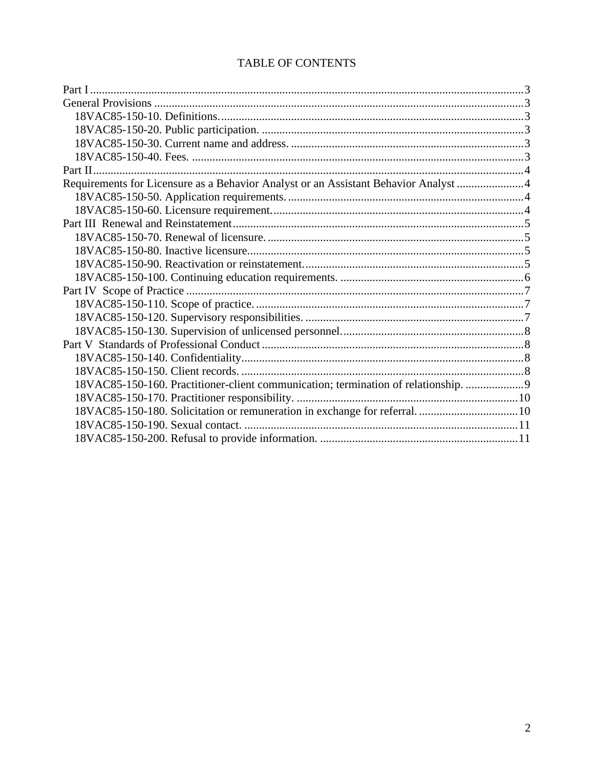# TABLE OF CONTENTS

Part I ........................................................................................................................................3
General Provisions ...................................................................................................................3
    18VAC85-150-10. Definitions.......................................................................................3
    18VAC85-150-20. Public participation. ...........................................................................3
    18VAC85-150-30. Current name and address. .................................................................3
    18VAC85-150-40. Fees. ...................................................................................................3
Part II.......................................................................................................................................4
Requirements for Licensure as a Behavior Analyst or an Assistant Behavior Analyst .......................4
    18VAC85-150-50. Application requirements. ..................................................................4
    18VAC85-150-60. Licensure requirement. .......................................................................4
Part III  Renewal and Reinstatement...........................................................................................5
    18VAC85-150-70. Renewal of licensure. ........................................................................5
    18VAC85-150-80. Inactive licensure...............................................................................5
    18VAC85-150-90. Reactivation or reinstatement. ............................................................5
    18VAC85-150-100. Continuing education requirements. ..................................................6
Part IV  Scope of Practice ..........................................................................................................7
    18VAC85-150-110. Scope of practice. ............................................................................7
    18VAC85-150-120. Supervisory responsibilities. .............................................................7
    18VAC85-150-130. Supervision of unlicensed personnel. .................................................8
Part V  Standards of Professional Conduct ..................................................................................8
    18VAC85-150-140. Confidentiality.................................................................................8
    18VAC85-150-150. Client records. .................................................................................8
    18VAC85-150-160. Practitioner-client communication; termination of relationship. ..................9
    18VAC85-150-170. Practitioner responsibility. ...............................................................10
    18VAC85-150-180. Solicitation or remuneration in exchange for referral. ..........................10
    18VAC85-150-190. Sexual contact. ................................................................................11
    18VAC85-150-200. Refusal to provide information. ........................................................11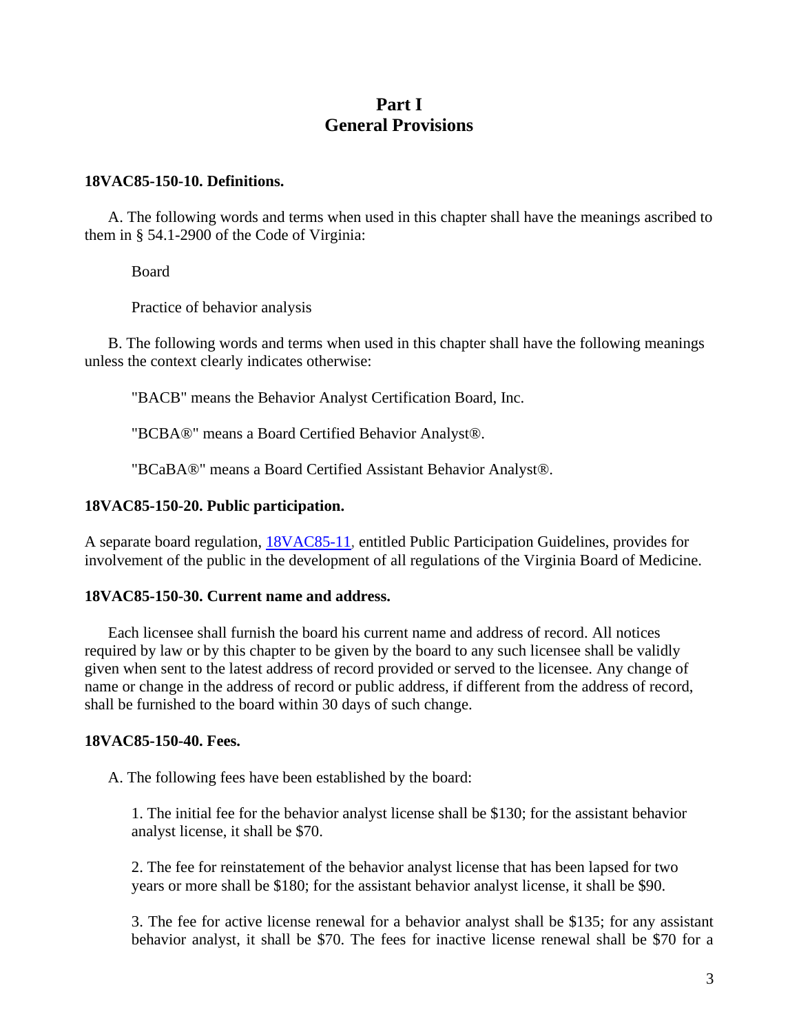# Part I
# General Provisions

**18VAC85-150-10. Definitions.**

A. The following words and terms when used in this chapter shall have the meanings ascribed to them in § 54.1-2900 of the Code of Virginia:

Board

Practice of behavior analysis

B. The following words and terms when used in this chapter shall have the following meanings unless the context clearly indicates otherwise:

"BACB" means the Behavior Analyst Certification Board, Inc.

"BCBA®" means a Board Certified Behavior Analyst®.

"BCaBA®" means a Board Certified Assistant Behavior Analyst®.

**18VAC85-150-20. Public participation.**

A separate board regulation, 18VAC85-11, entitled Public Participation Guidelines, provides for involvement of the public in the development of all regulations of the Virginia Board of Medicine.

**18VAC85-150-30. Current name and address.**

Each licensee shall furnish the board his current name and address of record. All notices required by law or by this chapter to be given by the board to any such licensee shall be validly given when sent to the latest address of record provided or served to the licensee. Any change of name or change in the address of record or public address, if different from the address of record, shall be furnished to the board within 30 days of such change.

**18VAC85-150-40. Fees.**

A. The following fees have been established by the board:

1. The initial fee for the behavior analyst license shall be $130; for the assistant behavior analyst license, it shall be $70.

2. The fee for reinstatement of the behavior analyst license that has been lapsed for two years or more shall be $180; for the assistant behavior analyst license, it shall be $90.

3. The fee for active license renewal for a behavior analyst shall be $135; for any assistant behavior analyst, it shall be $70. The fees for inactive license renewal shall be $70 for a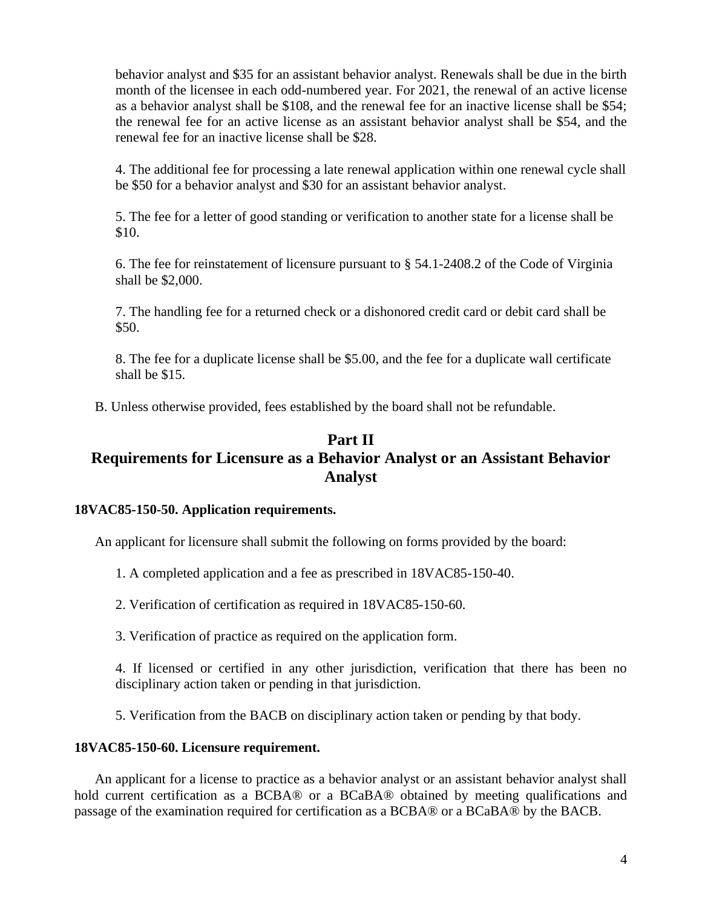behavior analyst and $35 for an assistant behavior analyst. Renewals shall be due in the birth month of the licensee in each odd-numbered year. For 2021, the renewal of an active license as a behavior analyst shall be $108, and the renewal fee for an inactive license shall be $54; the renewal fee for an active license as an assistant behavior analyst shall be $54, and the renewal fee for an inactive license shall be $28.

4. The additional fee for processing a late renewal application within one renewal cycle shall be $50 for a behavior analyst and $30 for an assistant behavior analyst.

5. The fee for a letter of good standing or verification to another state for a license shall be $10.

6. The fee for reinstatement of licensure pursuant to § 54.1-2408.2 of the Code of Virginia shall be $2,000.

7. The handling fee for a returned check or a dishonored credit card or debit card shall be $50.

8. The fee for a duplicate license shall be $5.00, and the fee for a duplicate wall certificate shall be $15.

B. Unless otherwise provided, fees established by the board shall not be refundable.

## Part II
## Requirements for Licensure as a Behavior Analyst or an Assistant Behavior Analyst

**18VAC85-150-50. Application requirements.**

An applicant for licensure shall submit the following on forms provided by the board:

1. A completed application and a fee as prescribed in 18VAC85-150-40.

2. Verification of certification as required in 18VAC85-150-60.

3. Verification of practice as required on the application form.

4. If licensed or certified in any other jurisdiction, verification that there has been no disciplinary action taken or pending in that jurisdiction.

5. Verification from the BACB on disciplinary action taken or pending by that body.

**18VAC85-150-60. Licensure requirement.**

An applicant for a license to practice as a behavior analyst or an assistant behavior analyst shall hold current certification as a BCBA® or a BCaBA® obtained by meeting qualifications and passage of the examination required for certification as a BCBA® or a BCaBA® by the BACB.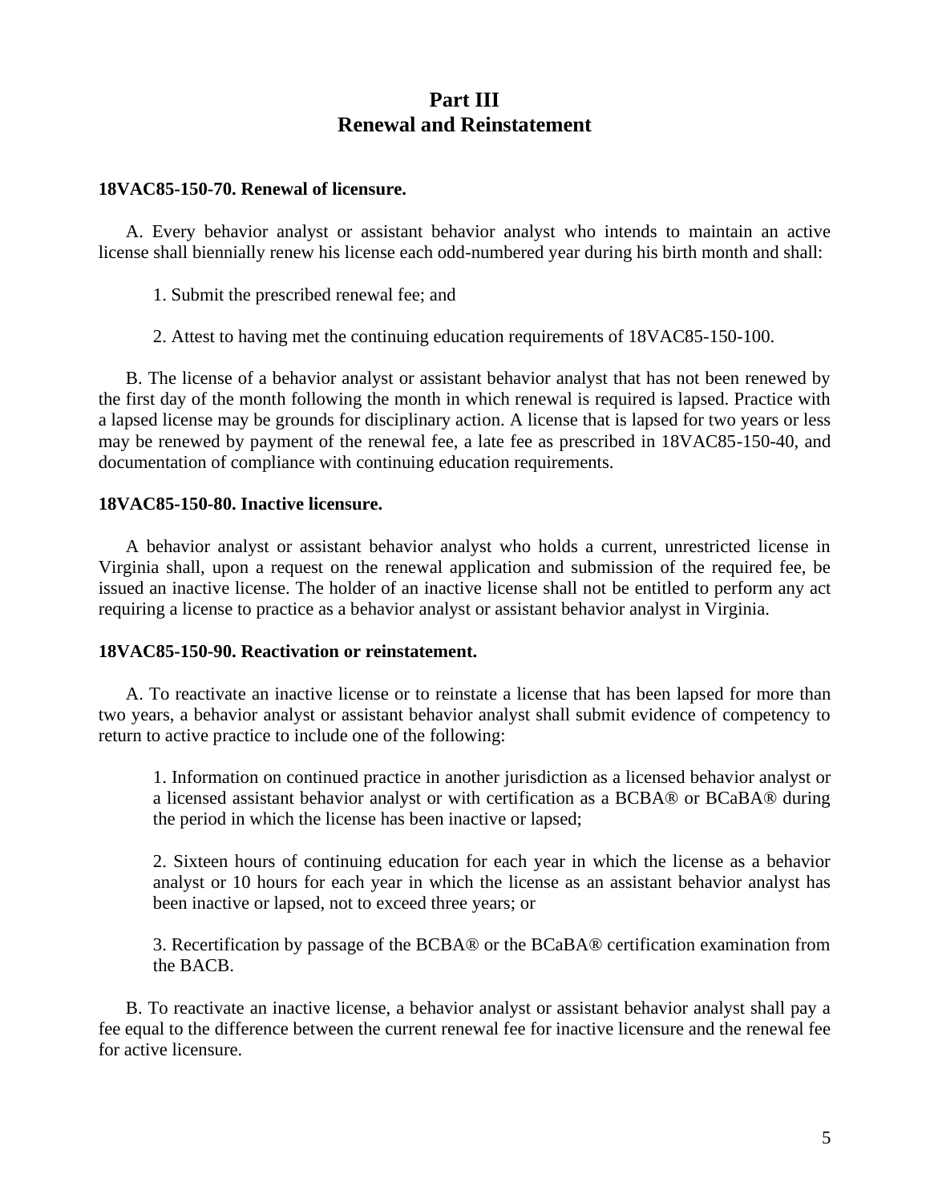# Part III
# Renewal and Reinstatement

**18VAC85-150-70. Renewal of licensure.**

A. Every behavior analyst or assistant behavior analyst who intends to maintain an active license shall biennially renew his license each odd-numbered year during his birth month and shall:

1. Submit the prescribed renewal fee; and

2. Attest to having met the continuing education requirements of 18VAC85-150-100.

B. The license of a behavior analyst or assistant behavior analyst that has not been renewed by the first day of the month following the month in which renewal is required is lapsed. Practice with a lapsed license may be grounds for disciplinary action. A license that is lapsed for two years or less may be renewed by payment of the renewal fee, a late fee as prescribed in 18VAC85-150-40, and documentation of compliance with continuing education requirements.

**18VAC85-150-80. Inactive licensure.**

A behavior analyst or assistant behavior analyst who holds a current, unrestricted license in Virginia shall, upon a request on the renewal application and submission of the required fee, be issued an inactive license. The holder of an inactive license shall not be entitled to perform any act requiring a license to practice as a behavior analyst or assistant behavior analyst in Virginia.

**18VAC85-150-90. Reactivation or reinstatement.**

A. To reactivate an inactive license or to reinstate a license that has been lapsed for more than two years, a behavior analyst or assistant behavior analyst shall submit evidence of competency to return to active practice to include one of the following:

1. Information on continued practice in another jurisdiction as a licensed behavior analyst or a licensed assistant behavior analyst or with certification as a BCBA® or BCaBA® during the period in which the license has been inactive or lapsed;

2. Sixteen hours of continuing education for each year in which the license as a behavior analyst or 10 hours for each year in which the license as an assistant behavior analyst has been inactive or lapsed, not to exceed three years; or

3. Recertification by passage of the BCBA® or the BCaBA® certification examination from the BACB.

B. To reactivate an inactive license, a behavior analyst or assistant behavior analyst shall pay a fee equal to the difference between the current renewal fee for inactive licensure and the renewal fee for active licensure.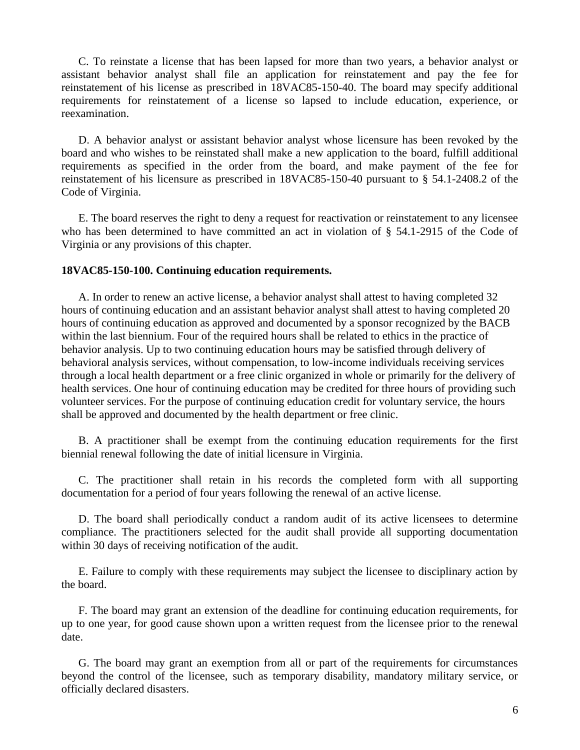C. To reinstate a license that has been lapsed for more than two years, a behavior analyst or assistant behavior analyst shall file an application for reinstatement and pay the fee for reinstatement of his license as prescribed in 18VAC85-150-40. The board may specify additional requirements for reinstatement of a license so lapsed to include education, experience, or reexamination.

D. A behavior analyst or assistant behavior analyst whose licensure has been revoked by the board and who wishes to be reinstated shall make a new application to the board, fulfill additional requirements as specified in the order from the board, and make payment of the fee for reinstatement of his licensure as prescribed in 18VAC85-150-40 pursuant to § 54.1-2408.2 of the Code of Virginia.

E. The board reserves the right to deny a request for reactivation or reinstatement to any licensee who has been determined to have committed an act in violation of § 54.1-2915 of the Code of Virginia or any provisions of this chapter.

**18VAC85-150-100. Continuing education requirements.**

A. In order to renew an active license, a behavior analyst shall attest to having completed 32 hours of continuing education and an assistant behavior analyst shall attest to having completed 20 hours of continuing education as approved and documented by a sponsor recognized by the BACB within the last biennium. Four of the required hours shall be related to ethics in the practice of behavior analysis. Up to two continuing education hours may be satisfied through delivery of behavioral analysis services, without compensation, to low-income individuals receiving services through a local health department or a free clinic organized in whole or primarily for the delivery of health services. One hour of continuing education may be credited for three hours of providing such volunteer services. For the purpose of continuing education credit for voluntary service, the hours shall be approved and documented by the health department or free clinic.

B. A practitioner shall be exempt from the continuing education requirements for the first biennial renewal following the date of initial licensure in Virginia.

C. The practitioner shall retain in his records the completed form with all supporting documentation for a period of four years following the renewal of an active license.

D. The board shall periodically conduct a random audit of its active licensees to determine compliance. The practitioners selected for the audit shall provide all supporting documentation within 30 days of receiving notification of the audit.

E. Failure to comply with these requirements may subject the licensee to disciplinary action by the board.

F. The board may grant an extension of the deadline for continuing education requirements, for up to one year, for good cause shown upon a written request from the licensee prior to the renewal date.

G. The board may grant an exemption from all or part of the requirements for circumstances beyond the control of the licensee, such as temporary disability, mandatory military service, or officially declared disasters.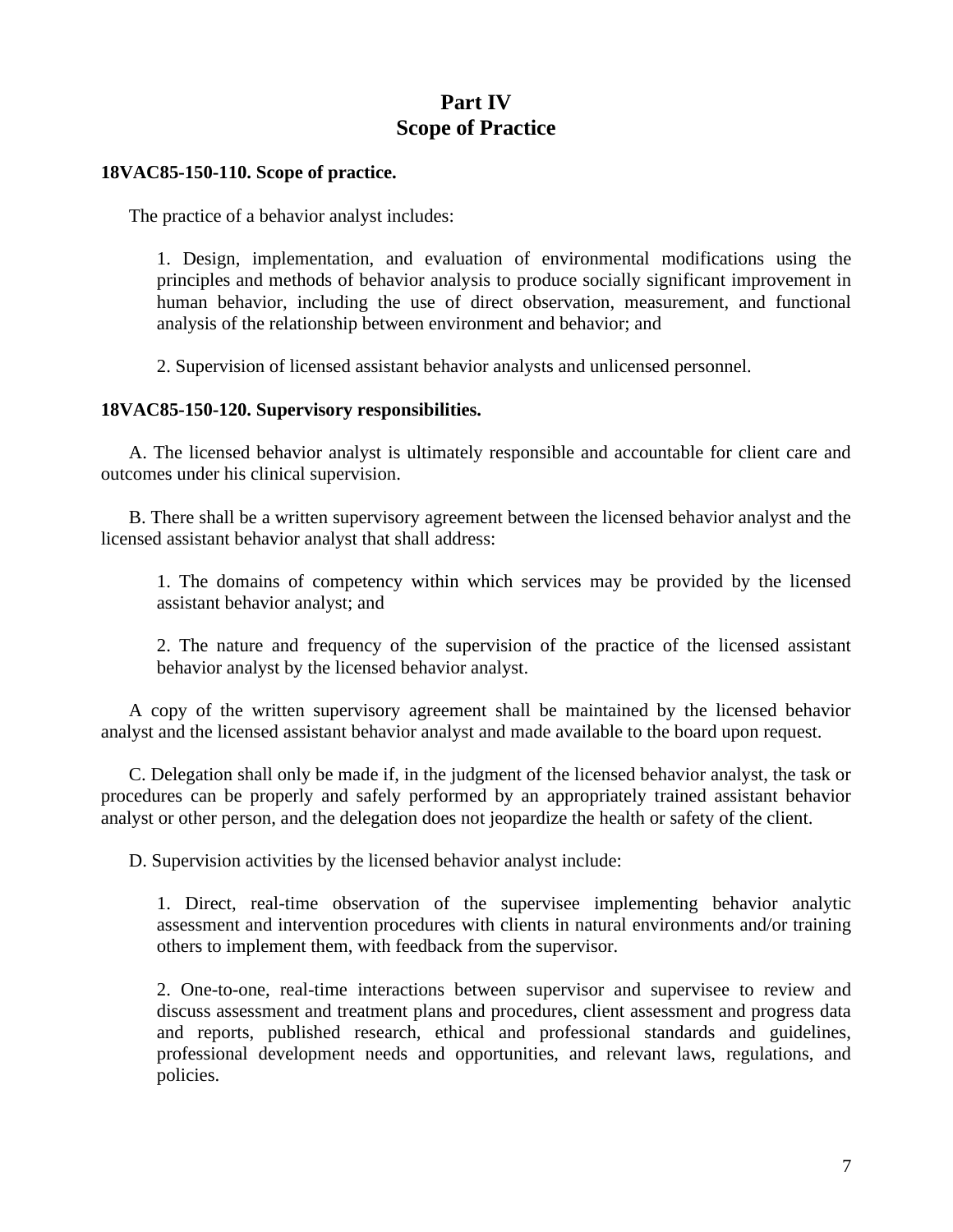# Part IV
# Scope of Practice

**18VAC85-150-110. Scope of practice.**

The practice of a behavior analyst includes:

1. Design, implementation, and evaluation of environmental modifications using the principles and methods of behavior analysis to produce socially significant improvement in human behavior, including the use of direct observation, measurement, and functional analysis of the relationship between environment and behavior; and

2. Supervision of licensed assistant behavior analysts and unlicensed personnel.

**18VAC85-150-120. Supervisory responsibilities.**

A. The licensed behavior analyst is ultimately responsible and accountable for client care and outcomes under his clinical supervision.

B. There shall be a written supervisory agreement between the licensed behavior analyst and the licensed assistant behavior analyst that shall address:

1. The domains of competency within which services may be provided by the licensed assistant behavior analyst; and

2. The nature and frequency of the supervision of the practice of the licensed assistant behavior analyst by the licensed behavior analyst.

A copy of the written supervisory agreement shall be maintained by the licensed behavior analyst and the licensed assistant behavior analyst and made available to the board upon request.

C. Delegation shall only be made if, in the judgment of the licensed behavior analyst, the task or procedures can be properly and safely performed by an appropriately trained assistant behavior analyst or other person, and the delegation does not jeopardize the health or safety of the client.

D. Supervision activities by the licensed behavior analyst include:

1. Direct, real-time observation of the supervisee implementing behavior analytic assessment and intervention procedures with clients in natural environments and/or training others to implement them, with feedback from the supervisor.

2. One-to-one, real-time interactions between supervisor and supervisee to review and discuss assessment and treatment plans and procedures, client assessment and progress data and reports, published research, ethical and professional standards and guidelines, professional development needs and opportunities, and relevant laws, regulations, and policies.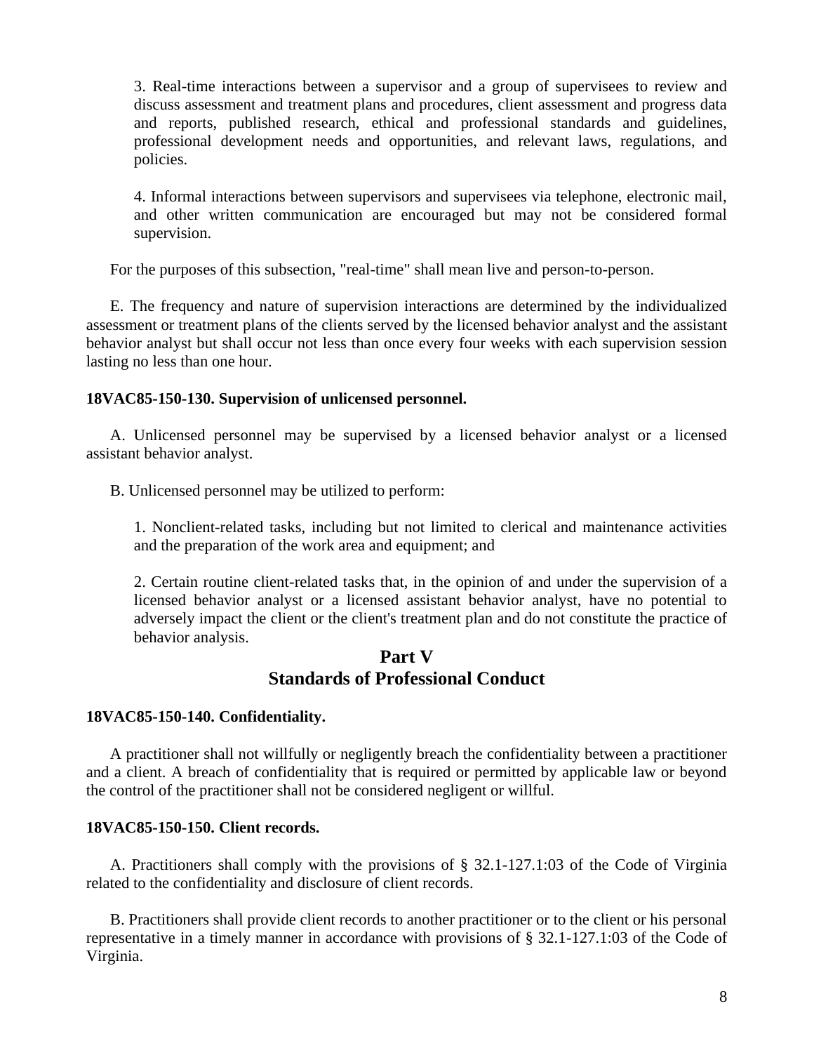3. Real-time interactions between a supervisor and a group of supervisees to review and discuss assessment and treatment plans and procedures, client assessment and progress data and reports, published research, ethical and professional standards and guidelines, professional development needs and opportunities, and relevant laws, regulations, and policies.

4. Informal interactions between supervisors and supervisees via telephone, electronic mail, and other written communication are encouraged but may not be considered formal supervision.

For the purposes of this subsection, "real-time" shall mean live and person-to-person.

E. The frequency and nature of supervision interactions are determined by the individualized assessment or treatment plans of the clients served by the licensed behavior analyst and the assistant behavior analyst but shall occur not less than once every four weeks with each supervision session lasting no less than one hour.

**18VAC85-150-130. Supervision of unlicensed personnel.**

A. Unlicensed personnel may be supervised by a licensed behavior analyst or a licensed assistant behavior analyst.

B. Unlicensed personnel may be utilized to perform:

1. Nonclient-related tasks, including but not limited to clerical and maintenance activities and the preparation of the work area and equipment; and

2. Certain routine client-related tasks that, in the opinion of and under the supervision of a licensed behavior analyst or a licensed assistant behavior analyst, have no potential to adversely impact the client or the client's treatment plan and do not constitute the practice of behavior analysis.

## Part V
## Standards of Professional Conduct

**18VAC85-150-140. Confidentiality.**

A practitioner shall not willfully or negligently breach the confidentiality between a practitioner and a client. A breach of confidentiality that is required or permitted by applicable law or beyond the control of the practitioner shall not be considered negligent or willful.

**18VAC85-150-150. Client records.**

A. Practitioners shall comply with the provisions of § 32.1-127.1:03 of the Code of Virginia related to the confidentiality and disclosure of client records.

B. Practitioners shall provide client records to another practitioner or to the client or his personal representative in a timely manner in accordance with provisions of § 32.1-127.1:03 of the Code of Virginia.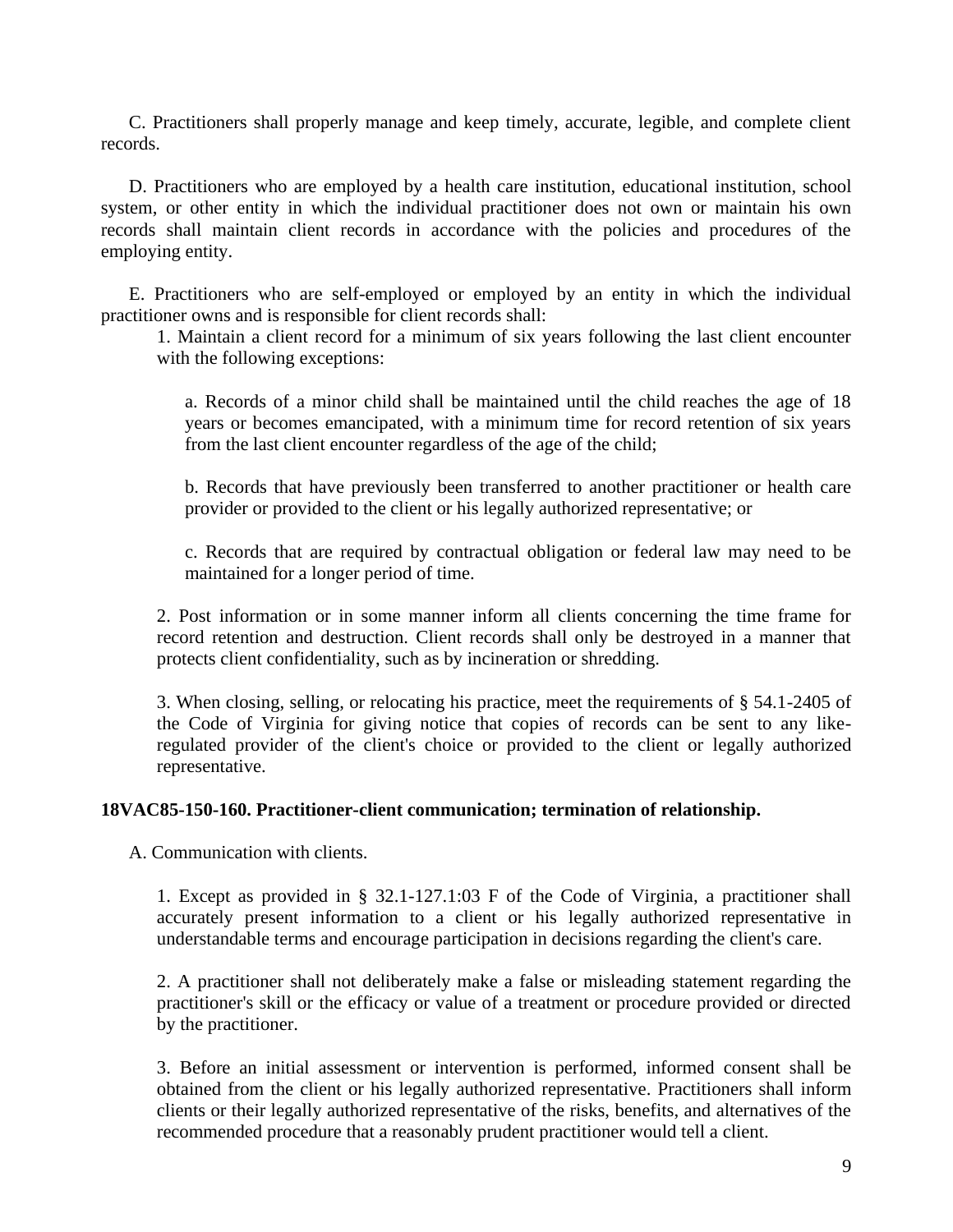C. Practitioners shall properly manage and keep timely, accurate, legible, and complete client records.

D. Practitioners who are employed by a health care institution, educational institution, school system, or other entity in which the individual practitioner does not own or maintain his own records shall maintain client records in accordance with the policies and procedures of the employing entity.

E. Practitioners who are self-employed or employed by an entity in which the individual practitioner owns and is responsible for client records shall:

1. Maintain a client record for a minimum of six years following the last client encounter with the following exceptions:

   a. Records of a minor child shall be maintained until the child reaches the age of 18 years or becomes emancipated, with a minimum time for record retention of six years from the last client encounter regardless of the age of the child;

   b. Records that have previously been transferred to another practitioner or health care provider or provided to the client or his legally authorized representative; or

   c. Records that are required by contractual obligation or federal law may need to be maintained for a longer period of time.

2. Post information or in some manner inform all clients concerning the time frame for record retention and destruction. Client records shall only be destroyed in a manner that protects client confidentiality, such as by incineration or shredding.

3. When closing, selling, or relocating his practice, meet the requirements of § 54.1-2405 of the Code of Virginia for giving notice that copies of records can be sent to any like-regulated provider of the client's choice or provided to the client or legally authorized representative.

**18VAC85-150-160. Practitioner-client communication; termination of relationship.**

A. Communication with clients.

1. Except as provided in § 32.1-127.1:03 F of the Code of Virginia, a practitioner shall accurately present information to a client or his legally authorized representative in understandable terms and encourage participation in decisions regarding the client's care.

2. A practitioner shall not deliberately make a false or misleading statement regarding the practitioner's skill or the efficacy or value of a treatment or procedure provided or directed by the practitioner.

3. Before an initial assessment or intervention is performed, informed consent shall be obtained from the client or his legally authorized representative. Practitioners shall inform clients or their legally authorized representative of the risks, benefits, and alternatives of the recommended procedure that a reasonably prudent practitioner would tell a client.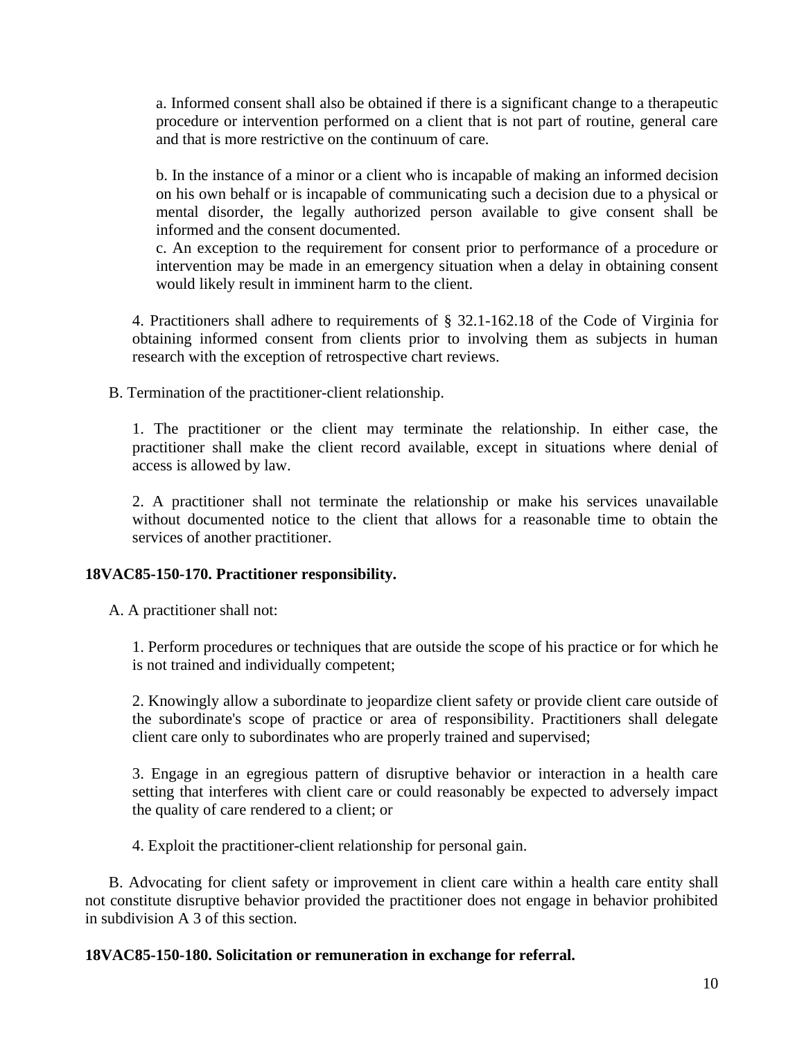a. Informed consent shall also be obtained if there is a significant change to a therapeutic procedure or intervention performed on a client that is not part of routine, general care and that is more restrictive on the continuum of care.

b. In the instance of a minor or a client who is incapable of making an informed decision on his own behalf or is incapable of communicating such a decision due to a physical or mental disorder, the legally authorized person available to give consent shall be informed and the consent documented.

c. An exception to the requirement for consent prior to performance of a procedure or intervention may be made in an emergency situation when a delay in obtaining consent would likely result in imminent harm to the client.

4. Practitioners shall adhere to requirements of § 32.1-162.18 of the Code of Virginia for obtaining informed consent from clients prior to involving them as subjects in human research with the exception of retrospective chart reviews.

B. Termination of the practitioner-client relationship.

1. The practitioner or the client may terminate the relationship. In either case, the practitioner shall make the client record available, except in situations where denial of access is allowed by law.

2. A practitioner shall not terminate the relationship or make his services unavailable without documented notice to the client that allows for a reasonable time to obtain the services of another practitioner.

**18VAC85-150-170. Practitioner responsibility.**

A. A practitioner shall not:

1. Perform procedures or techniques that are outside the scope of his practice or for which he is not trained and individually competent;

2. Knowingly allow a subordinate to jeopardize client safety or provide client care outside of the subordinate's scope of practice or area of responsibility. Practitioners shall delegate client care only to subordinates who are properly trained and supervised;

3. Engage in an egregious pattern of disruptive behavior or interaction in a health care setting that interferes with client care or could reasonably be expected to adversely impact the quality of care rendered to a client; or

4. Exploit the practitioner-client relationship for personal gain.

B. Advocating for client safety or improvement in client care within a health care entity shall not constitute disruptive behavior provided the practitioner does not engage in behavior prohibited in subdivision A 3 of this section.

**18VAC85-150-180. Solicitation or remuneration in exchange for referral.**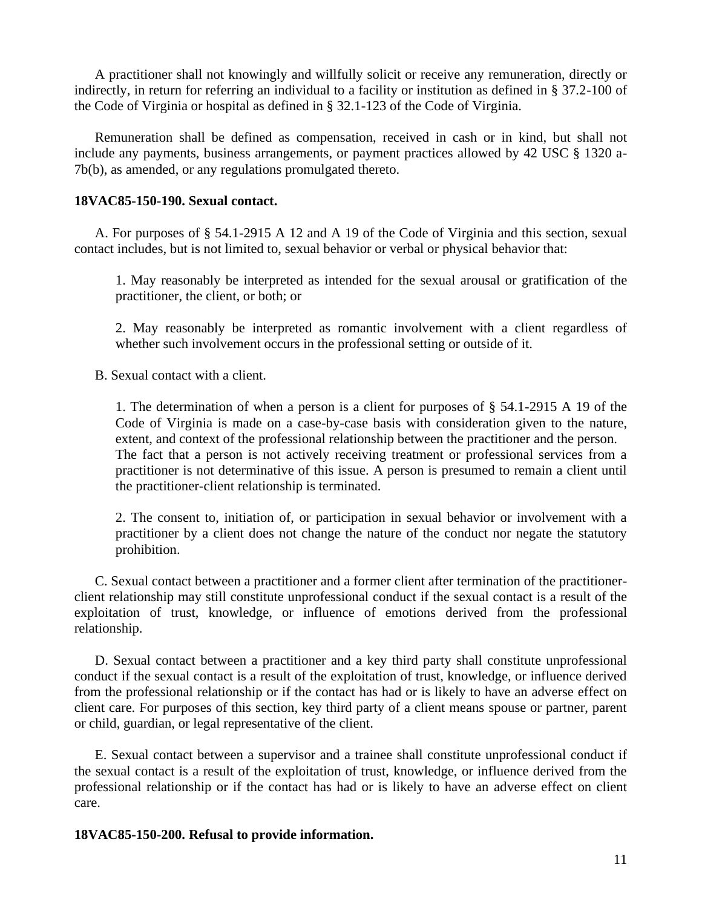A practitioner shall not knowingly and willfully solicit or receive any remuneration, directly or indirectly, in return for referring an individual to a facility or institution as defined in § 37.2-100 of the Code of Virginia or hospital as defined in § 32.1-123 of the Code of Virginia.

Remuneration shall be defined as compensation, received in cash or in kind, but shall not include any payments, business arrangements, or payment practices allowed by 42 USC § 1320 a-7b(b), as amended, or any regulations promulgated thereto.

**18VAC85-150-190. Sexual contact.**

A. For purposes of § 54.1-2915 A 12 and A 19 of the Code of Virginia and this section, sexual contact includes, but is not limited to, sexual behavior or verbal or physical behavior that:

1. May reasonably be interpreted as intended for the sexual arousal or gratification of the practitioner, the client, or both; or

2. May reasonably be interpreted as romantic involvement with a client regardless of whether such involvement occurs in the professional setting or outside of it.

B. Sexual contact with a client.

1. The determination of when a person is a client for purposes of § 54.1-2915 A 19 of the Code of Virginia is made on a case-by-case basis with consideration given to the nature, extent, and context of the professional relationship between the practitioner and the person. The fact that a person is not actively receiving treatment or professional services from a practitioner is not determinative of this issue. A person is presumed to remain a client until the practitioner-client relationship is terminated.

2. The consent to, initiation of, or participation in sexual behavior or involvement with a practitioner by a client does not change the nature of the conduct nor negate the statutory prohibition.

C. Sexual contact between a practitioner and a former client after termination of the practitioner-client relationship may still constitute unprofessional conduct if the sexual contact is a result of the exploitation of trust, knowledge, or influence of emotions derived from the professional relationship.

D. Sexual contact between a practitioner and a key third party shall constitute unprofessional conduct if the sexual contact is a result of the exploitation of trust, knowledge, or influence derived from the professional relationship or if the contact has had or is likely to have an adverse effect on client care. For purposes of this section, key third party of a client means spouse or partner, parent or child, guardian, or legal representative of the client.

E. Sexual contact between a supervisor and a trainee shall constitute unprofessional conduct if the sexual contact is a result of the exploitation of trust, knowledge, or influence derived from the professional relationship or if the contact has had or is likely to have an adverse effect on client care.

**18VAC85-150-200. Refusal to provide information.**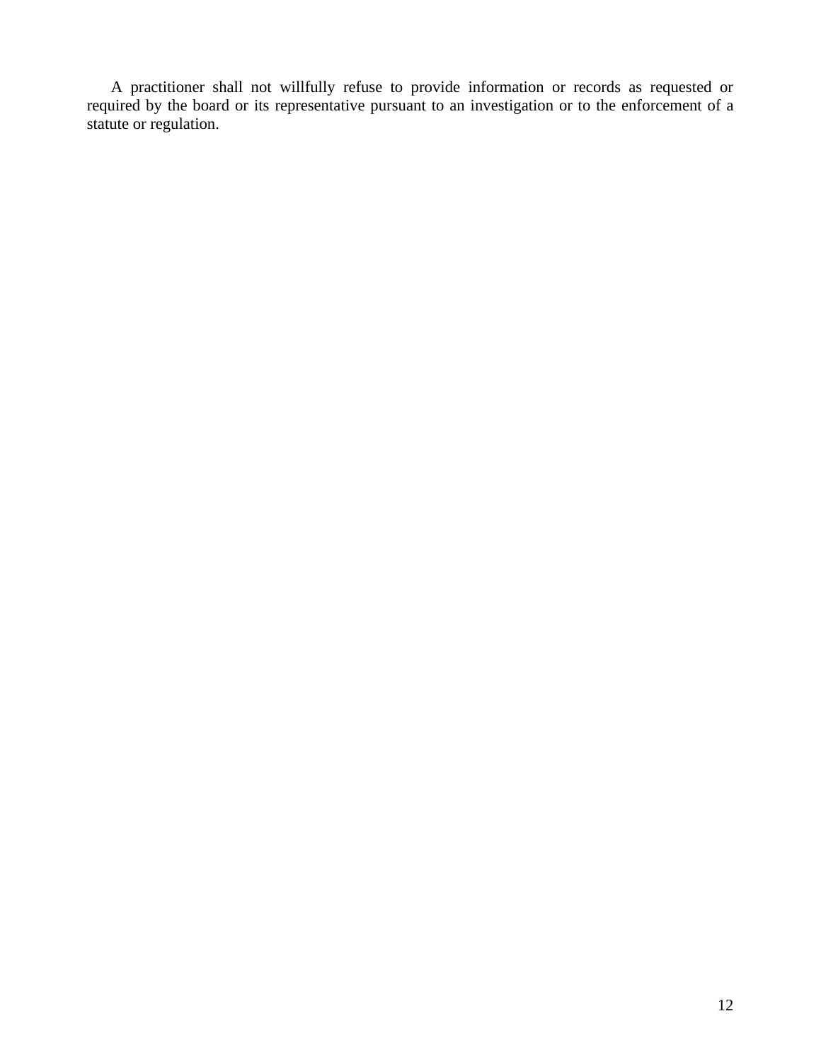A practitioner shall not willfully refuse to provide information or records as requested or required by the board or its representative pursuant to an investigation or to the enforcement of a statute or regulation.